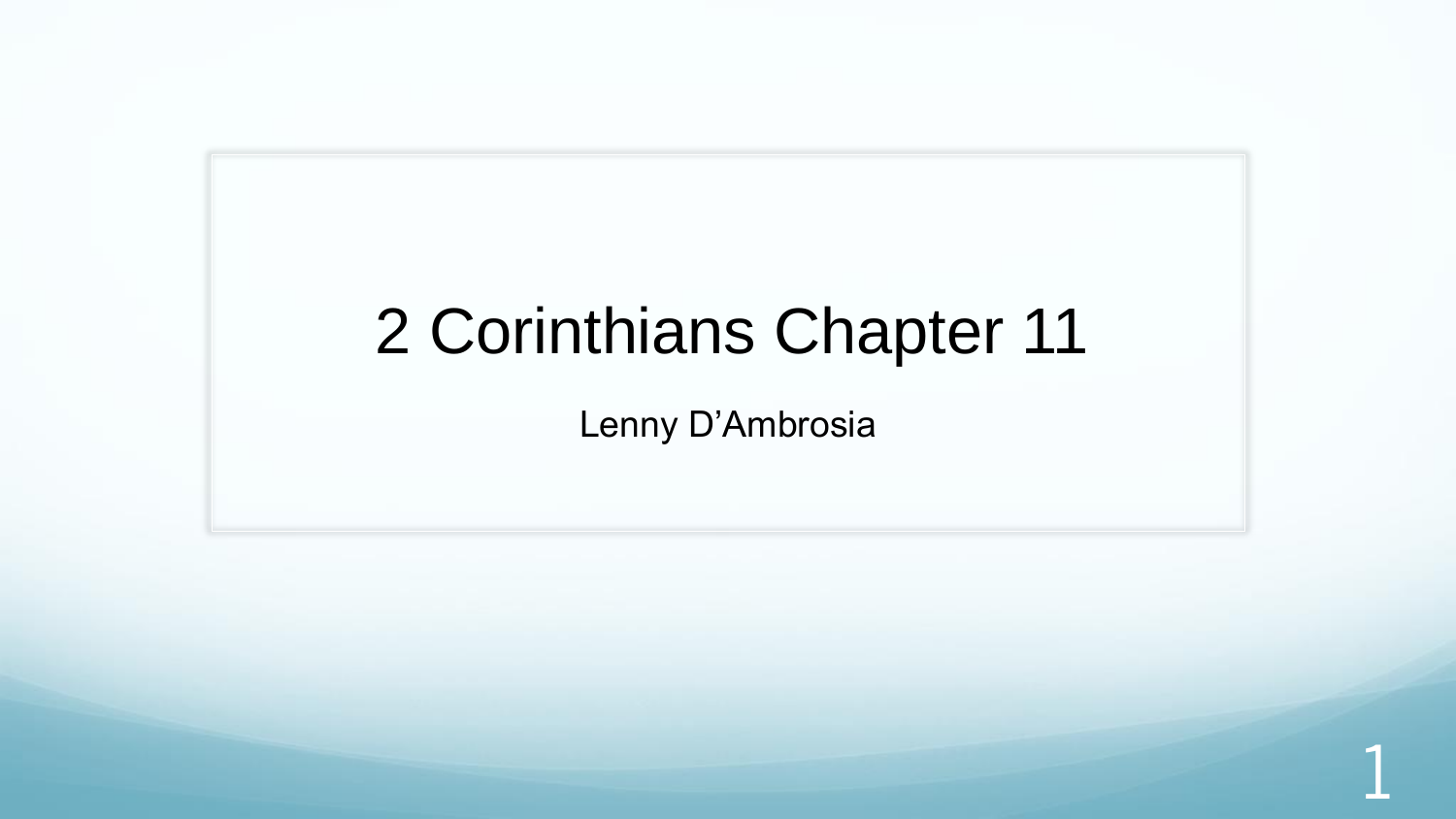# 2 Corinthians Chapter 11

Lenny D'Ambrosia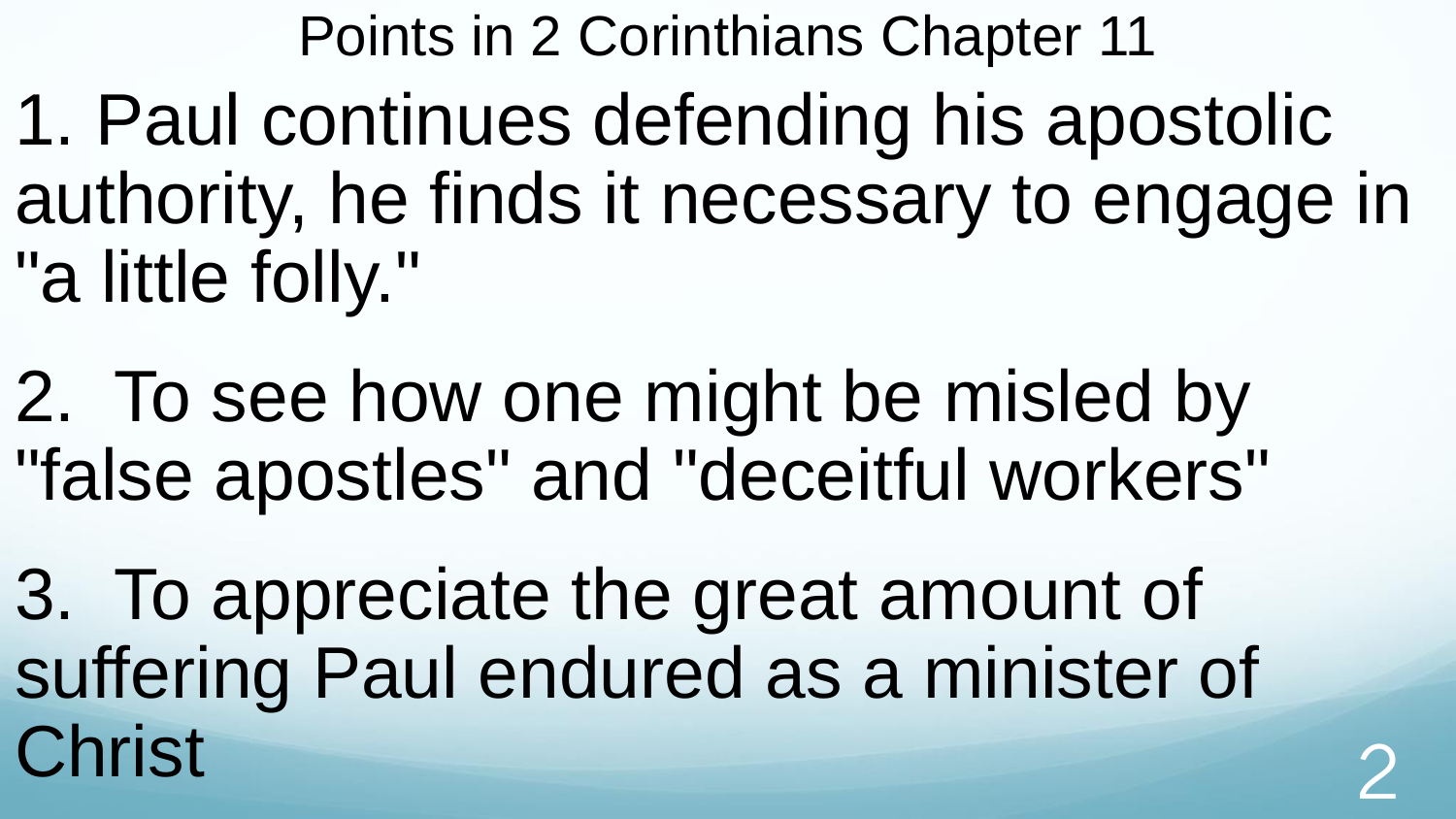# Points in 2 Corinthians Chapter 11

1. Paul continues defending his apostolic authority, he finds it necessary to engage in "a little folly."

2. To see how one might be misled by "false apostles" and "deceitful workers"

3. To appreciate the great amount of suffering Paul endured as a minister of Christ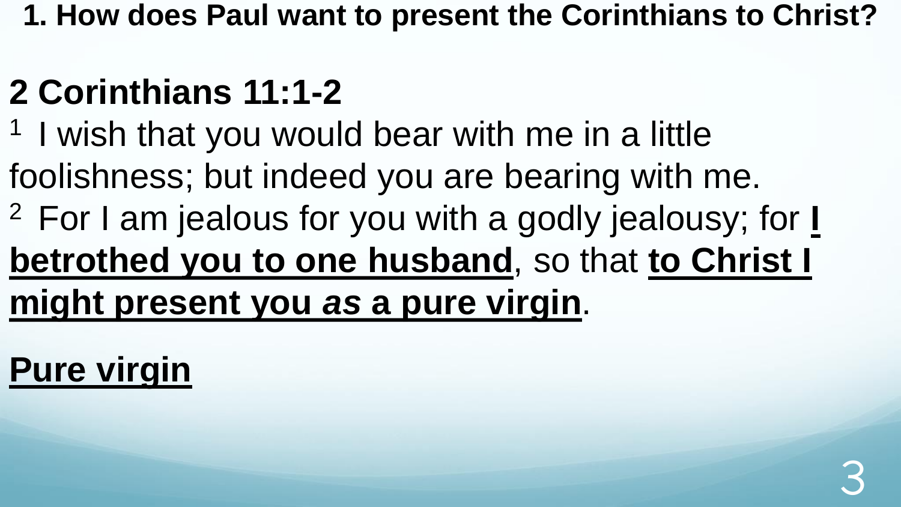**1. How does Paul want to present the Corinthians to Christ?**

## 2 Corinthians 11:1-2

[1] I wish that you would bear with me in a little foolishness; but indeed you are bearing with me.
[2] For I am jealous for you with a godly jealousy; for **I betrothed you to one husband**, so that **to Christ I might present you *as* a pure virgin**.

**Pure virgin**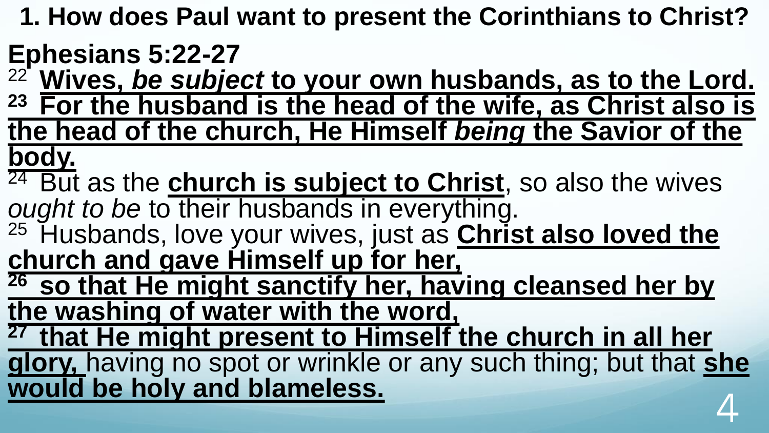**1. How does Paul want to present the Corinthians to Christ?**

**Ephesians 5:22-27**

22 **Wives, *be subject* to your own husbands, as to the Lord.**
**23 For the husband is the head of the wife, as Christ also is the head of the church, He Himself *being* the Savior of the body.**
24 But as the **church is subject to Christ**, so also the wives *ought to be* to their husbands in everything.
25 Husbands, love your wives, just as **Christ also loved the church and gave Himself up for her,**
**26 so that He might sanctify her, having cleansed her by the washing of water with the word,**
**27 that He might present to Himself the church in all her glory,** having no spot or wrinkle or any such thing; but that **she would be holy and blameless.**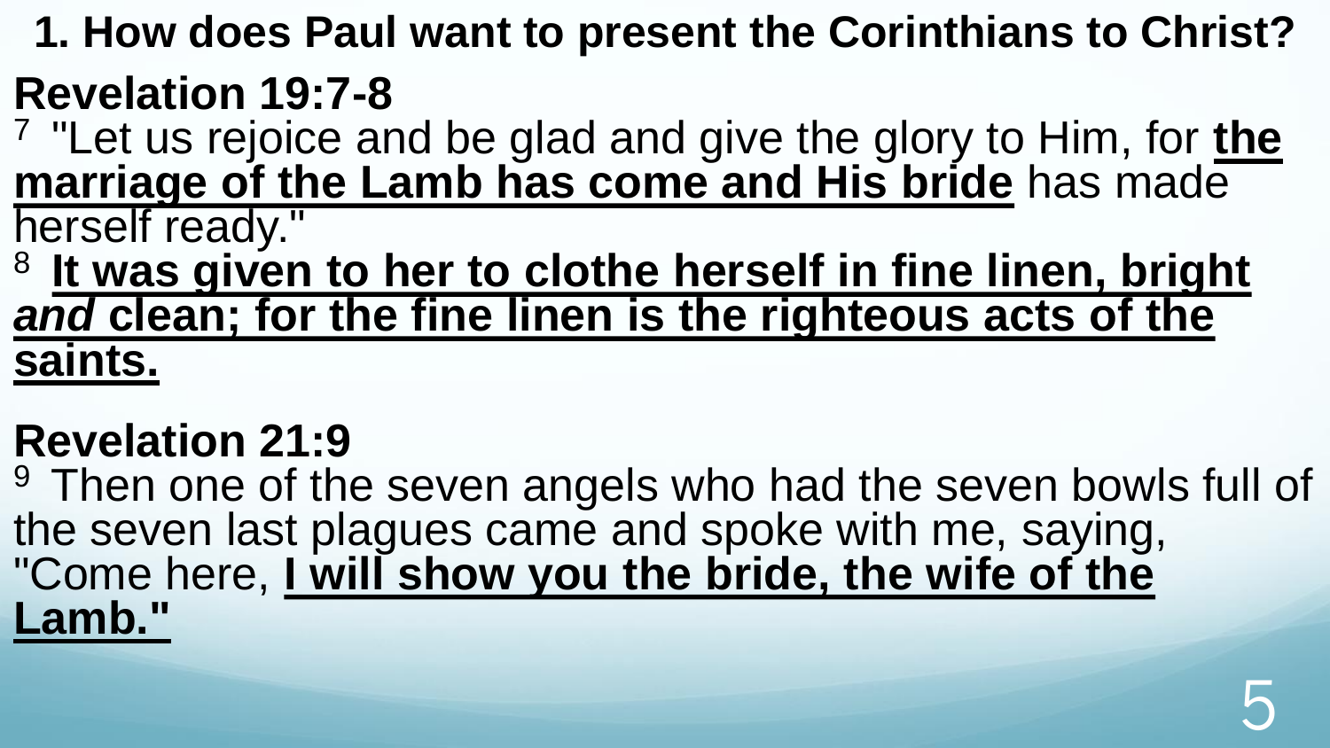## 1. How does Paul want to present the Corinthians to Christ?

### Revelation 19:7-8

7 "Let us rejoice and be glad and give the glory to Him, for **the marriage of the Lamb has come and His bride** has made herself ready."

8 **It was given to her to clothe herself in fine linen, bright *and* clean; for the fine linen is the righteous acts of the saints.**

### Revelation 21:9

9 Then one of the seven angels who had the seven bowls full of the seven last plagues came and spoke with me, saying, "Come here, **I will show you the bride, the wife of the Lamb."**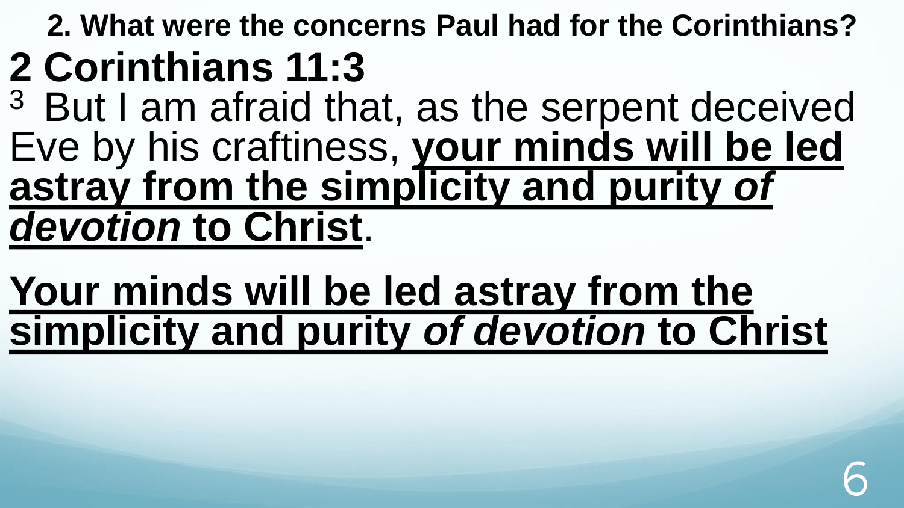**2. What were the concerns Paul had for the Corinthians?**

# 2 Corinthians 11:3

[3] But I am afraid that, as the serpent deceived Eve by his craftiness, <u>**your minds will be led astray from the simplicity and purity *of devotion* to Christ**</u>.

<u>**Your minds will be led astray from the simplicity and purity *of devotion* to Christ**</u>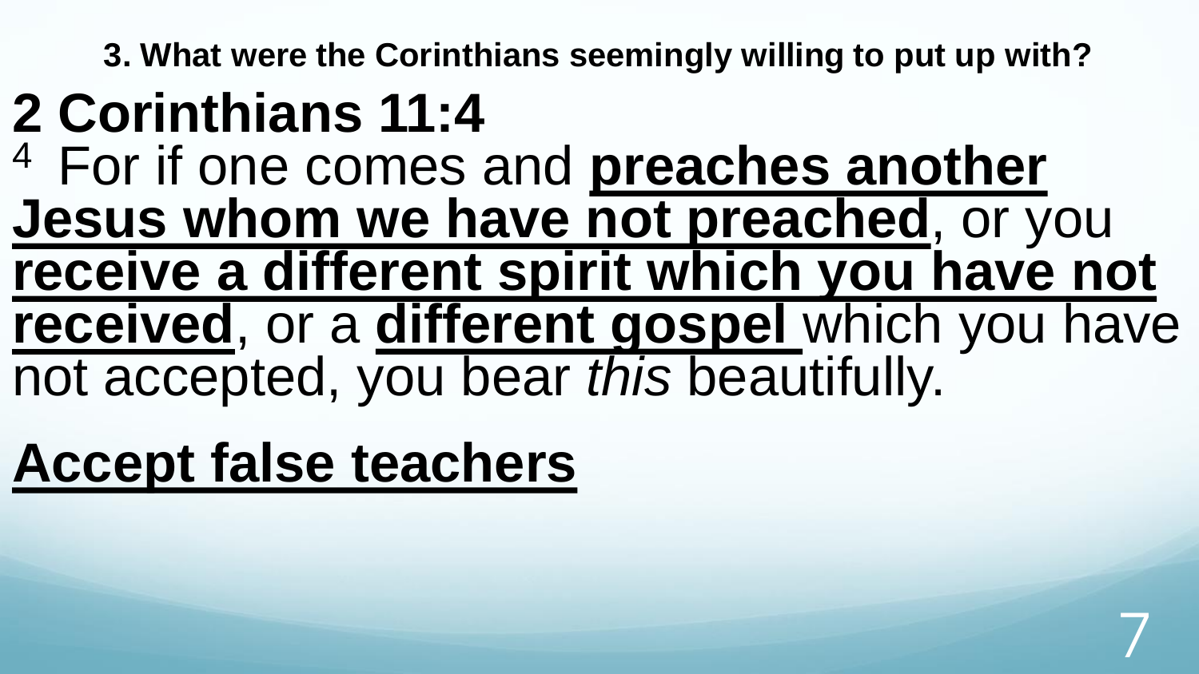**3. What were the Corinthians seemingly willing to put up with?**

# 2 Corinthians 11:4

[4] For if one comes and **preaches another Jesus whom we have not preached**, or you **receive a different spirit which you have not received**, or a **different gospel** which you have not accepted, you bear *this* beautifully.

## Accept false teachers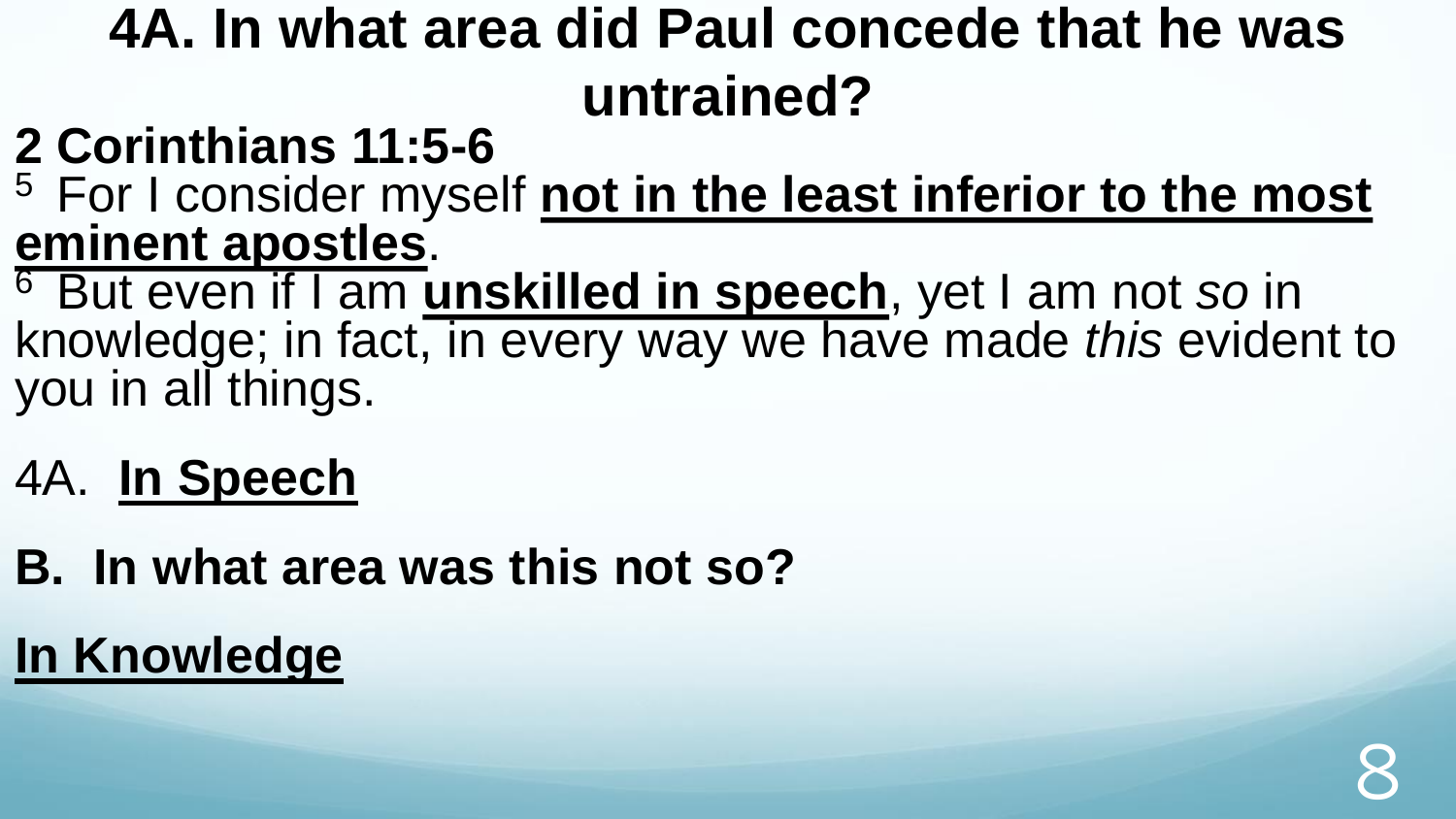# 4A. In what area did Paul concede that he was untrained?

**2 Corinthians 11:5-6**

[5] For I consider myself **<u>not in the least inferior to the most eminent apostles</u>**.

[6] But even if I am **<u>unskilled in speech</u>**, yet I am not *so* in knowledge; in fact, in every way we have made *this* evident to you in all things.

4A. **<u>In Speech</u>**

**B. In what area was this not so?**

**<u>In Knowledge</u>**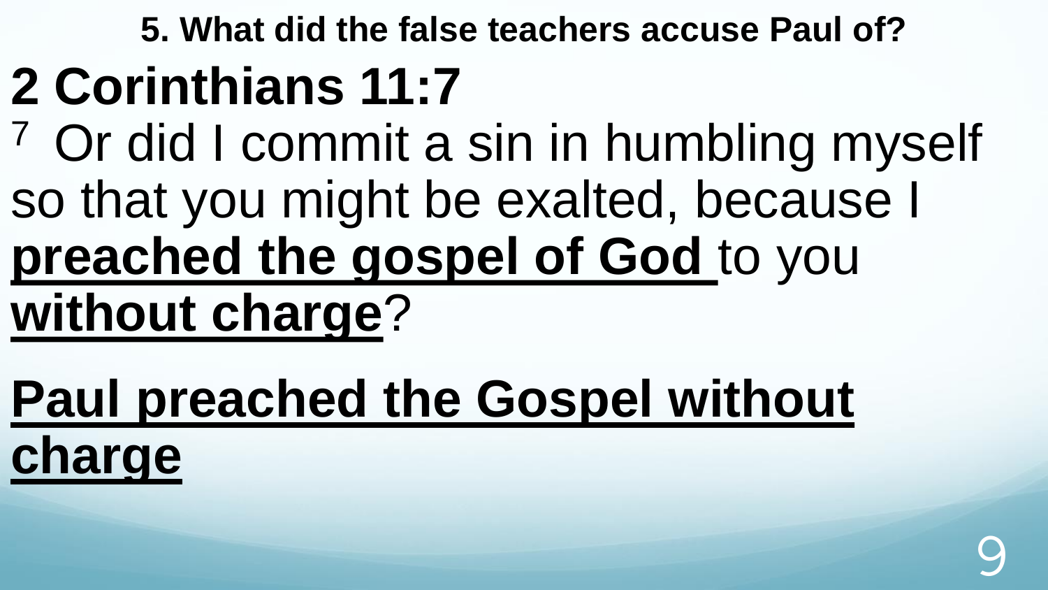**5. What did the false teachers accuse Paul of?**

# 2 Corinthians 11:7

[7] Or did I commit a sin in humbling myself so that you might be exalted, because I **preached the gospel of God** to you **without charge**?

**Paul preached the Gospel without charge**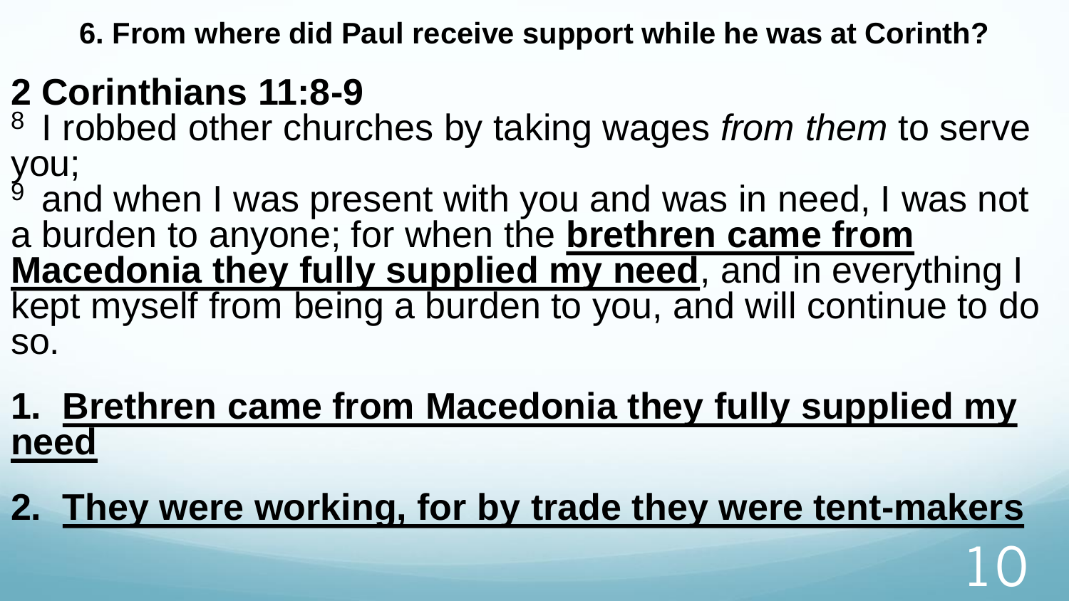**6. From where did Paul receive support while he was at Corinth?**

## 2 Corinthians 11:8-9

[8] I robbed other churches by taking wages *from them* to serve you;
[9] and when I was present with you and was in need, I was not a burden to anyone; for when the **brethren came from Macedonia they fully supplied my need**, and in everything I kept myself from being a burden to you, and will continue to do so.

1. **Brethren came from Macedonia they fully supplied my need**
2. **They were working, for by trade they were tent-makers**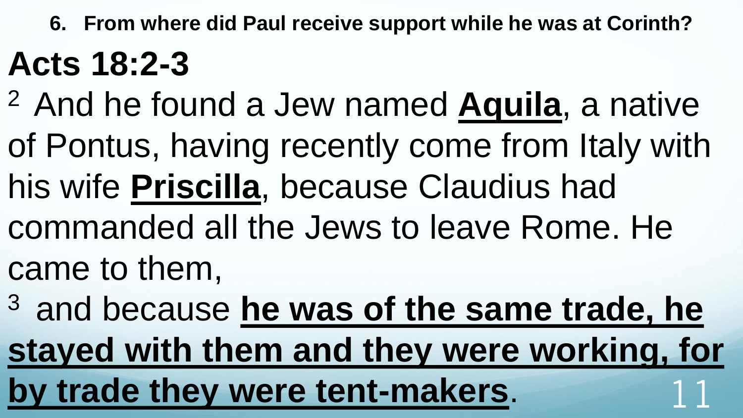6. **From where did Paul receive support while he was at Corinth?**

# Acts 18:2-3

[2] And he found a Jew named **Aquila**, a native of Pontus, having recently come from Italy with his wife **Priscilla**, because Claudius had commanded all the Jews to leave Rome. He came to them,

[3] and because **he was of the same trade, he stayed with them and they were working, for by trade they were tent-makers**.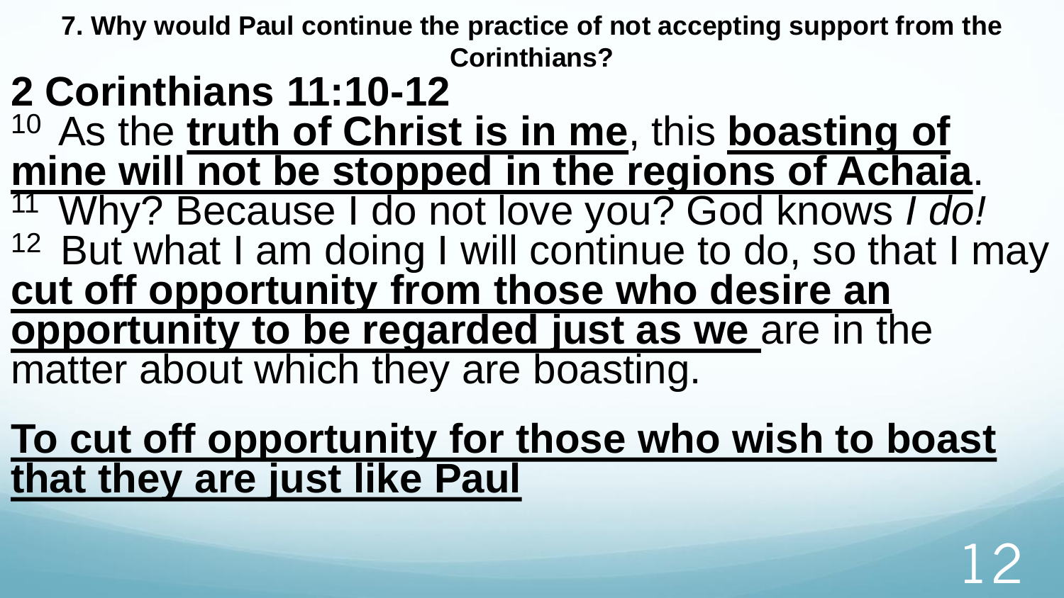**7. Why would Paul continue the practice of not accepting support from the Corinthians?**

# 2 Corinthians 11:10-12

10 As the **truth of Christ is in me**, this **boasting of mine will not be stopped in the regions of Achaia**. 11 Why? Because I do not love you? God knows *I do!* 12 But what I am doing I will continue to do, so that I may **cut off opportunity from those who desire an opportunity to be regarded just as we** are in the matter about which they are boasting.

**To cut off opportunity for those who wish to boast that they are just like Paul**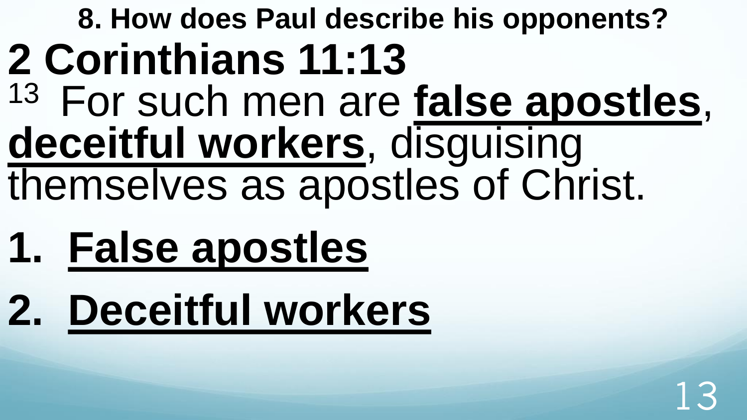**8. How does Paul describe his opponents?**

# 2 Corinthians 11:13

[13] For such men are **false apostles**, **deceitful workers**, disguising themselves as apostles of Christ.

1. **False apostles**
2. **Deceitful workers**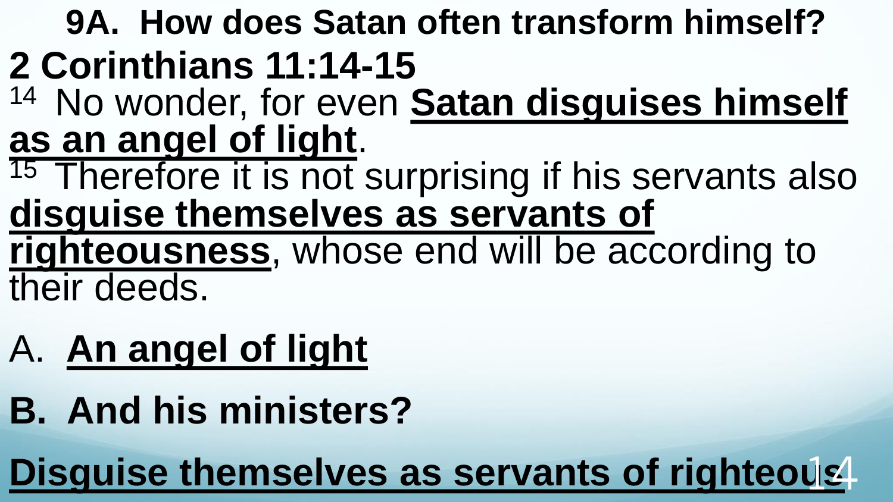# 9A. How does Satan often transform himself?

## 2 Corinthians 11:14-15

[14] No wonder, for even **Satan disguises himself as an angel of light**.

[15] Therefore it is not surprising if his servants also **disguise themselves as servants of righteousness**, whose end will be according to their deeds.

A. **An angel of light**

**B. And his ministers?**

**Disguise themselves as servants of righteous**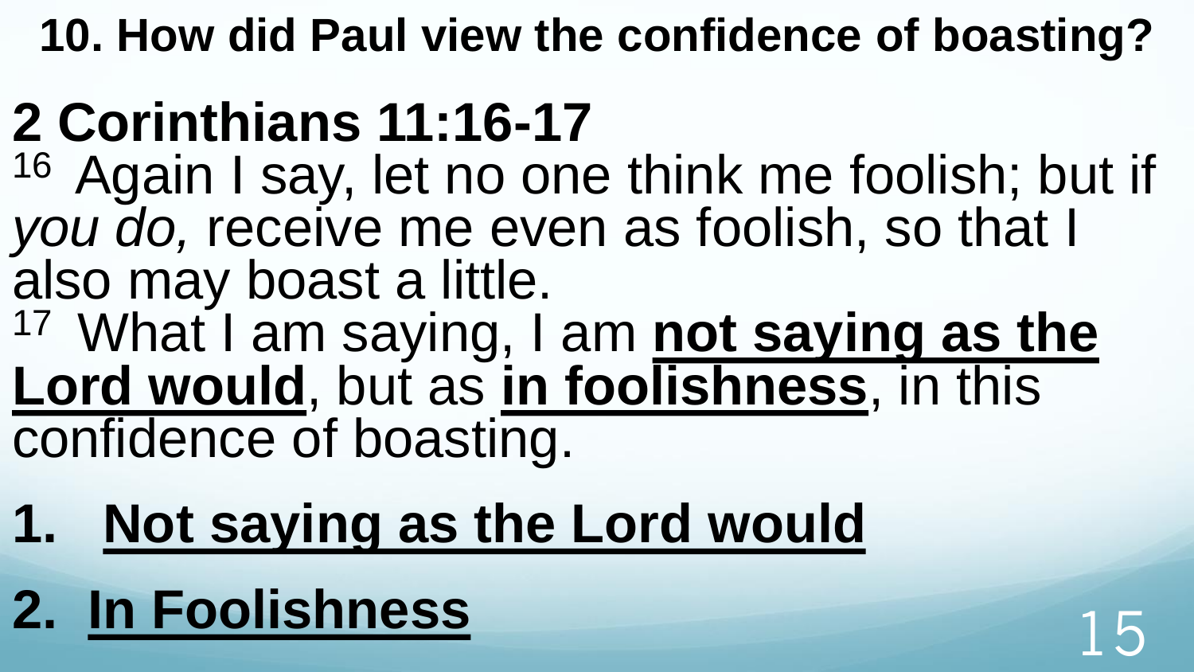**10. How did Paul view the confidence of boasting?**

## 2 Corinthians 11:16-17

[16] Again I say, let no one think me foolish; but if *you do,* receive me even as foolish, so that I also may boast a little.

[17] What I am saying, I am **not saying as the Lord would**, but as **in foolishness**, in this confidence of boasting.

1. **Not saying as the Lord would**
2. **In Foolishness**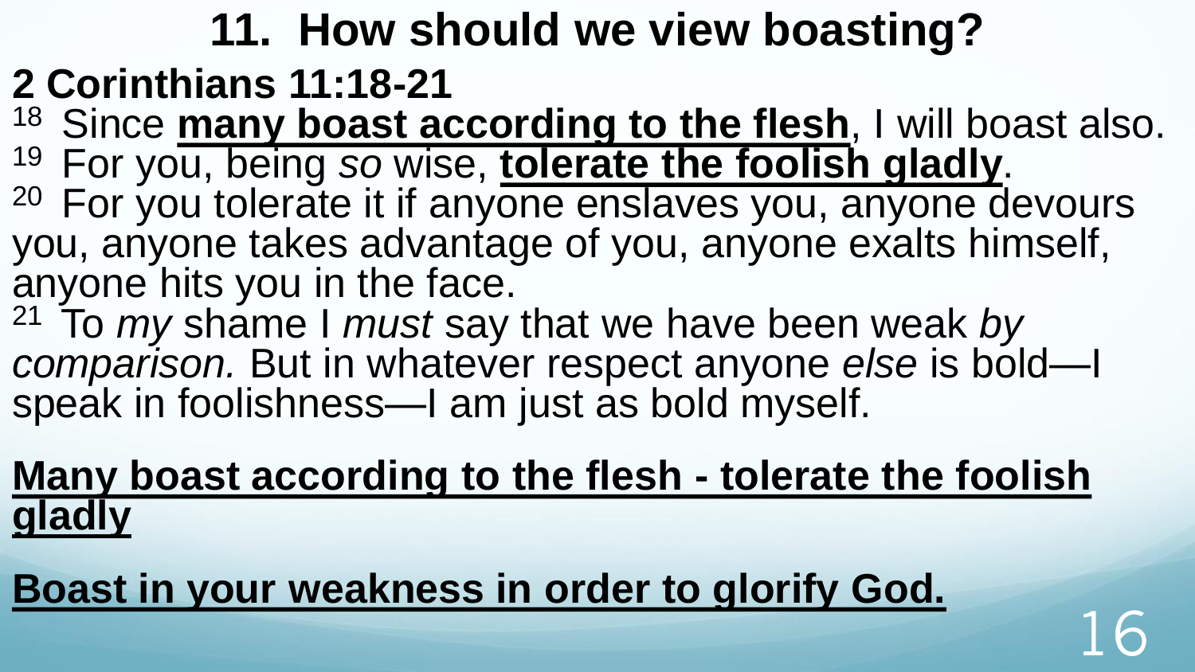# 11. How should we view boasting?

## 2 Corinthians 11:18-21

[18] Since **<u>many boast according to the flesh</u>**, I will boast also.
[19] For you, being *so* wise, **<u>tolerate the foolish gladly</u>**.
[20] For you tolerate it if anyone enslaves you, anyone devours you, anyone takes advantage of you, anyone exalts himself, anyone hits you in the face.
[21] To *my* shame I *must* say that we have been weak *by comparison.* But in whatever respect anyone *else* is bold—I speak in foolishness—I am just as bold myself.

**<u>Many boast according to the flesh - tolerate the foolish gladly</u>**

**<u>Boast in your weakness in order to glorify God.</u>**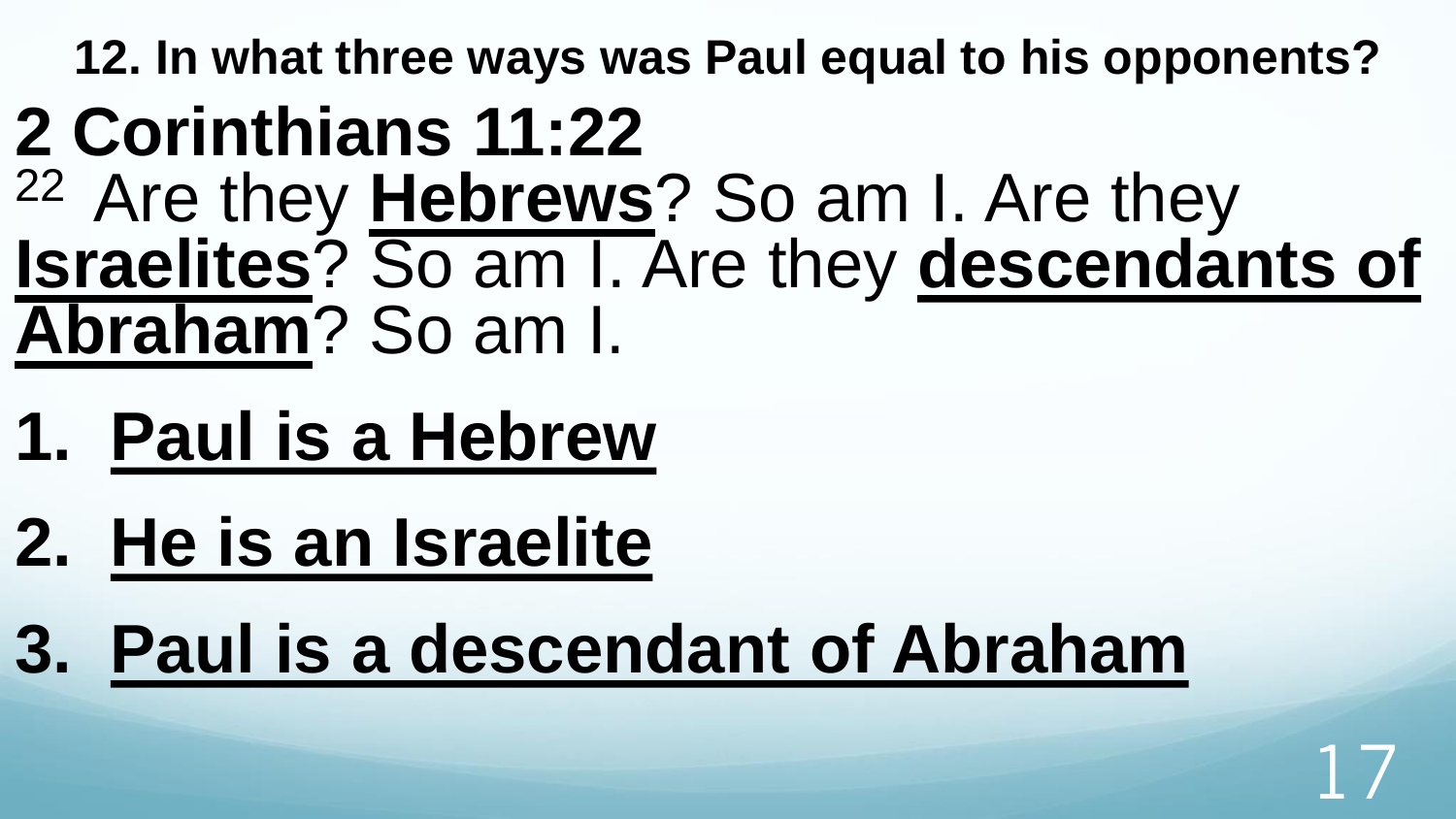**12. In what three ways was Paul equal to his opponents?**

# 2 Corinthians 11:22

[22] Are they **Hebrews**? So am I. Are they **Israelites**? So am I. Are they **descendants of Abraham**? So am I.

1. **Paul is a Hebrew**
2. **He is an Israelite**
3. **Paul is a descendant of Abraham**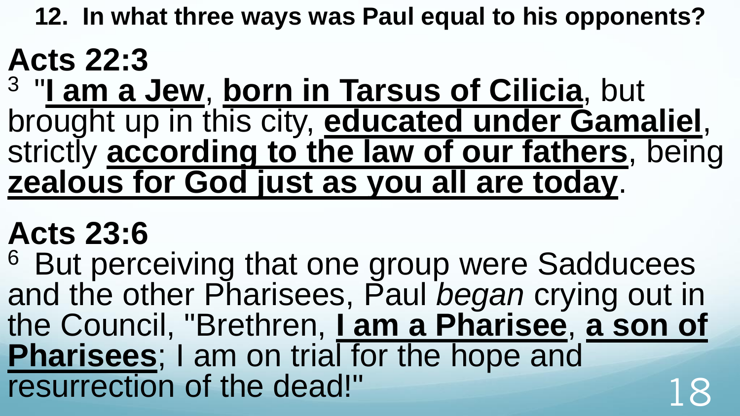**12. In what three ways was Paul equal to his opponents?**

## Acts 22:3

[3] "**I am a Jew**, **born in Tarsus of Cilicia**, but brought up in this city, **educated under Gamaliel**, strictly **according to the law of our fathers**, being **zealous for God just as you all are today**.

## Acts 23:6

[6] But perceiving that one group were Sadducees and the other Pharisees, Paul *began* crying out in the Council, "Brethren, **I am a Pharisee**, **a son of Pharisees**; I am on trial for the hope and resurrection of the dead!"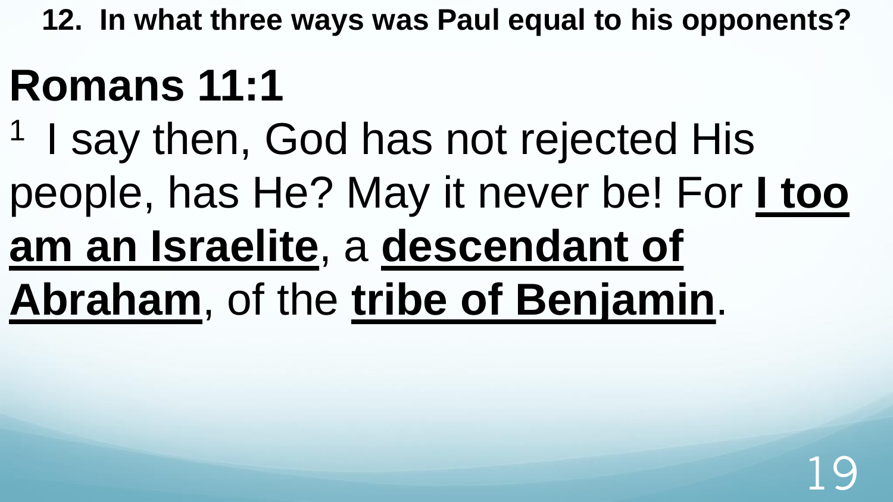**12. In what three ways was Paul equal to his opponents?**

# Romans 11:1

[1] I say then, God has not rejected His people, has He? May it never be! For **I too am an Israelite**, a **descendant of Abraham**, of the **tribe of Benjamin**.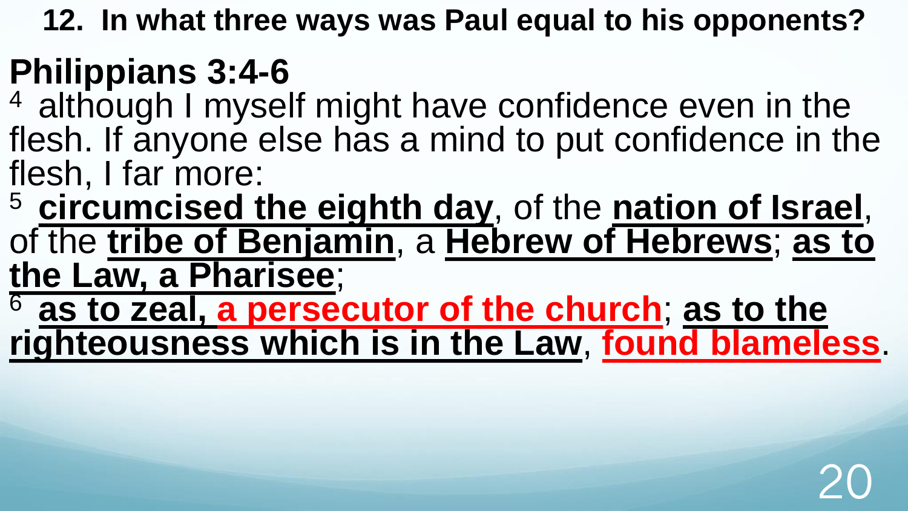**12. In what three ways was Paul equal to his opponents?**

# Philippians 3:4-6

[4] although I myself might have confidence even in the flesh. If anyone else has a mind to put confidence in the flesh, I far more:

[5] **circumcised the eighth day**, of the **nation of Israel**, of the **tribe of Benjamin**, a **Hebrew of Hebrews**; **as to the Law, a Pharisee**;

[6] **as to zeal, a persecutor of the church**; **as to the righteousness which is in the Law**, **found blameless**.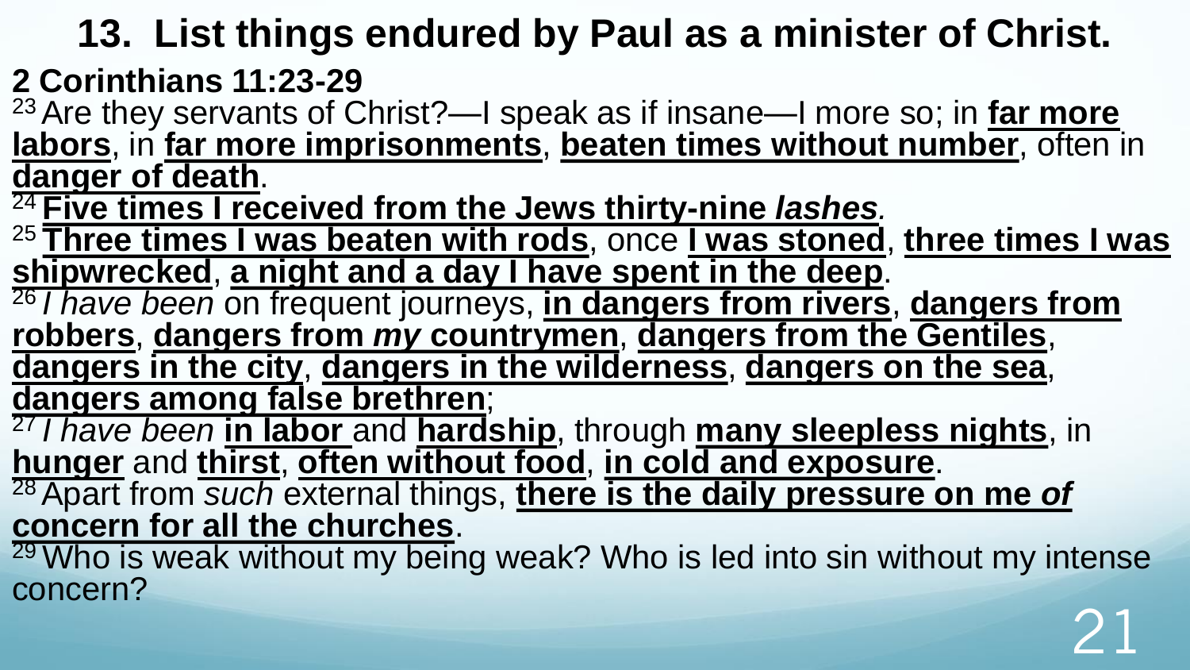# 13. List things endured by Paul as a minister of Christ.

**2 Corinthians 11:23-29**

[23] Are they servants of Christ?—I speak as if insane—I more so; in **far more labors**, in **far more imprisonments**, **beaten times without number**, often in **danger of death**.

[24] **Five times I received from the Jews thirty-nine *lashes*.**

[25] **Three times I was beaten with rods**, once **I was stoned**, **three times I was shipwrecked**, **a night and a day I have spent in the deep**.

[26] *I have been* on frequent journeys, **in dangers from rivers**, **dangers from robbers**, **dangers from *my* countrymen**, **dangers from the Gentiles**, **dangers in the city**, **dangers in the wilderness**, **dangers on the sea**, **dangers among false brethren**;

[27] *I have been* **in labor** and **hardship**, through **many sleepless nights**, in **hunger** and **thirst**, **often without food**, **in cold and exposure**.

[28] Apart from *such* external things, **there is the daily pressure on me *of* concern for all the churches**.

[29] Who is weak without my being weak? Who is led into sin without my intense concern?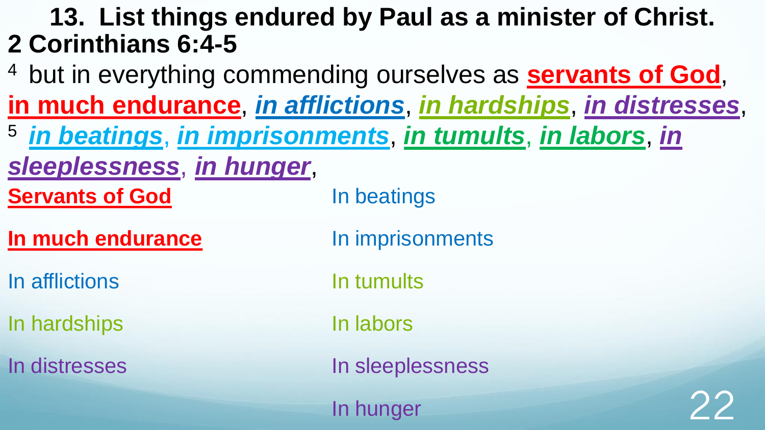## 13. List things endured by Paul as a minister of Christ.

**2 Corinthians 6:4-5**

[4] but in everything commending ourselves as **servants of God**, **in much endurance**, ***in afflictions***, ***in hardships***, ***in distresses***, [5] ***in beatings***, ***in imprisonments***, ***in tumults***, ***in labors***, ***in sleeplessness***, ***in hunger***,

| | |
|---|---|
| **Servants of God** | In beatings |
| **In much endurance** | In imprisonments |
| In afflictions | In tumults |
| In hardships | In labors |
| In distresses | In sleeplessness |
| | In hunger |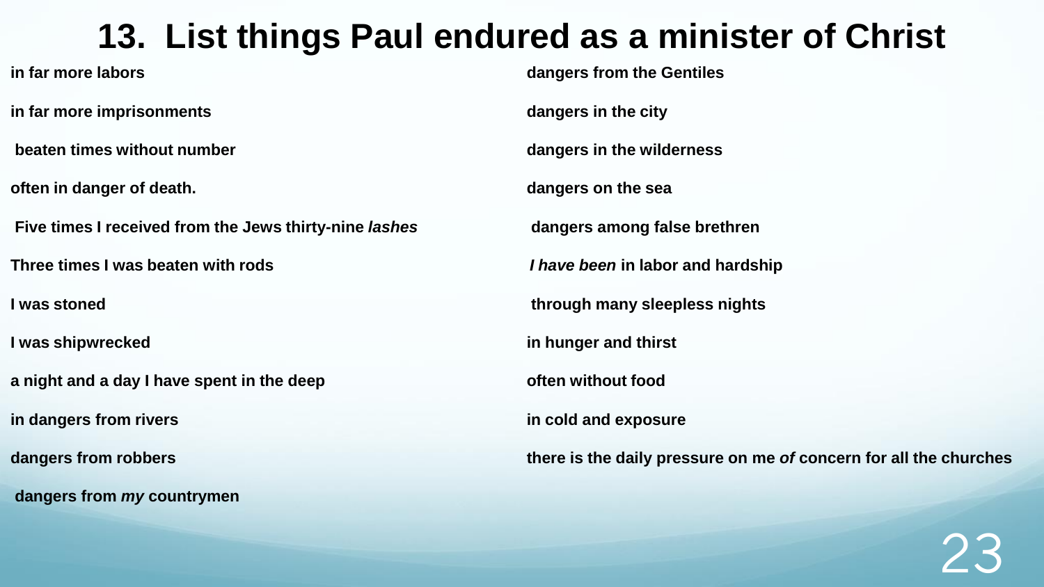# 13. List things Paul endured as a minister of Christ

**in far more labors**

**in far more imprisonments**

**beaten times without number**

**often in danger of death.**

**Five times I received from the Jews thirty-nine *lashes***

**Three times I was beaten with rods**

**I was stoned**

**I was shipwrecked**

**a night and a day I have spent in the deep**

**in dangers from rivers**

**dangers from robbers**

**dangers from *my* countrymen**

**dangers from the Gentiles**

**dangers in the city**

**dangers in the wilderness**

**dangers on the sea**

**dangers among false brethren**

***I have been* in labor and hardship**

**through many sleepless nights**

**in hunger and thirst**

**often without food**

**in cold and exposure**

**there is the daily pressure on me *of* concern for all the churches**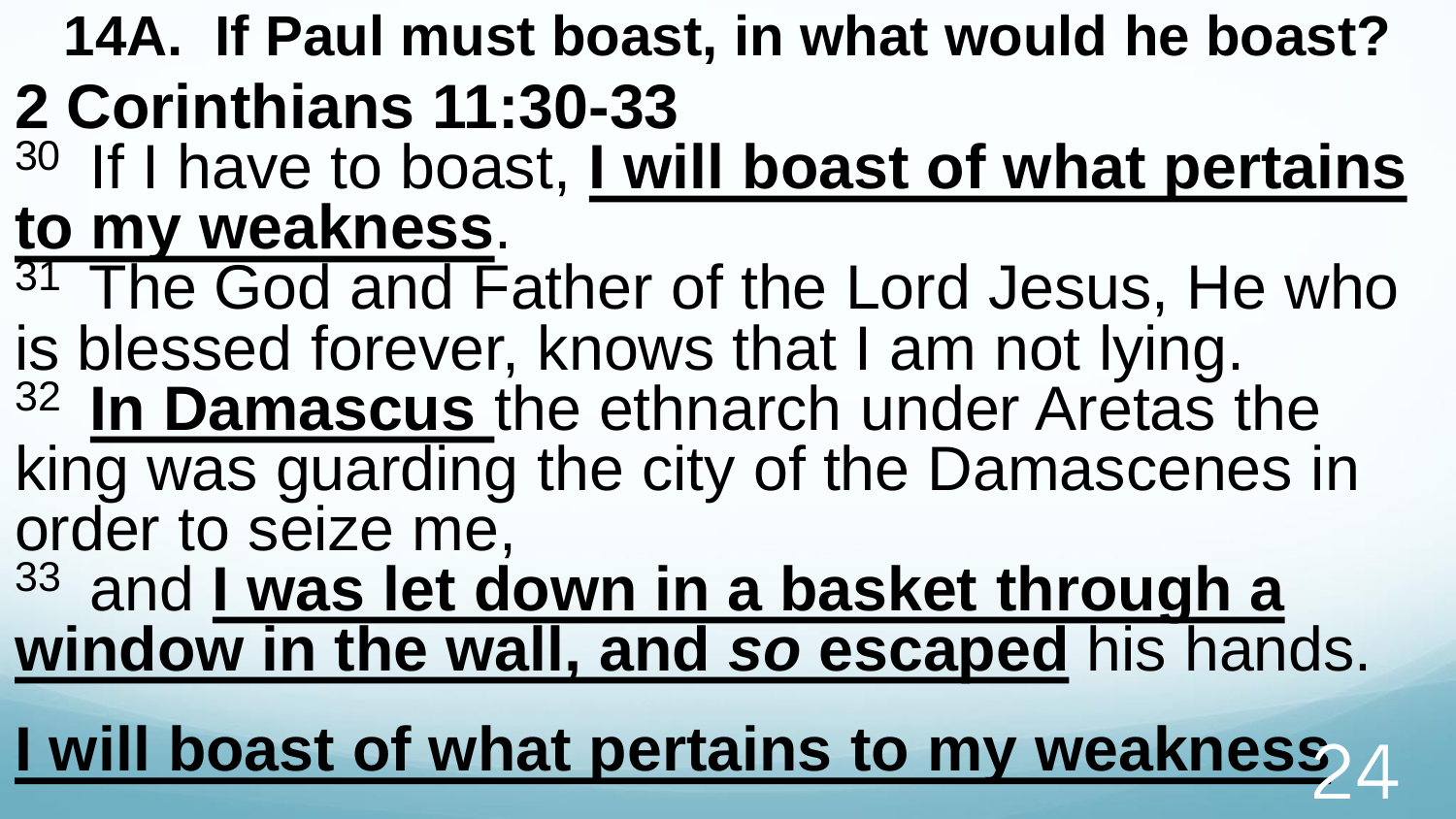## 14A. If Paul must boast, in what would he boast?

### 2 Corinthians 11:30-33

[30] If I have to boast, **I will boast of what pertains to my weakness**.

[31] The God and Father of the Lord Jesus, He who is blessed forever, knows that I am not lying.

[32] **In Damascus** the ethnarch under Aretas the king was guarding the city of the Damascenes in order to seize me,

[33] and **I was let down in a basket through a window in the wall, and *so* escaped** his hands.

**I will boast of what pertains to my weakness**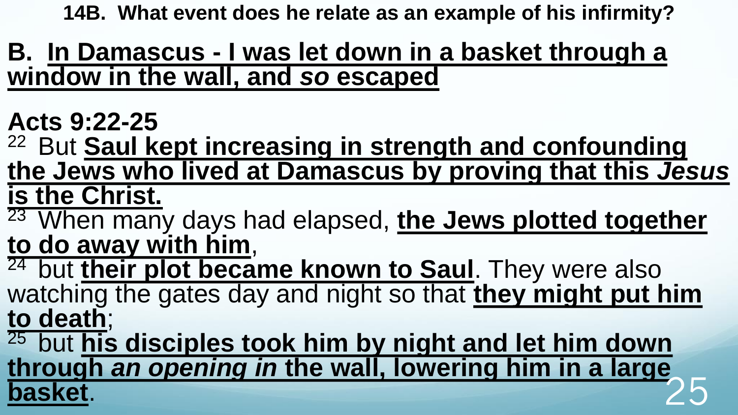**14B. What event does he relate as an example of his infirmity?**

**B. In Damascus - I was let down in a basket through a window in the wall, and *so* escaped**

**Acts 9:22-25**

22 But **Saul kept increasing in strength and confounding the Jews who lived at Damascus by proving that this *Jesus* is the Christ.**
23 When many days had elapsed, **the Jews plotted together to do away with him**,
24 but **their plot became known to Saul**. They were also watching the gates day and night so that **they might put him to death**;
25 but **his disciples took him by night and let him down through *an opening in* the wall, lowering him in a large basket**.